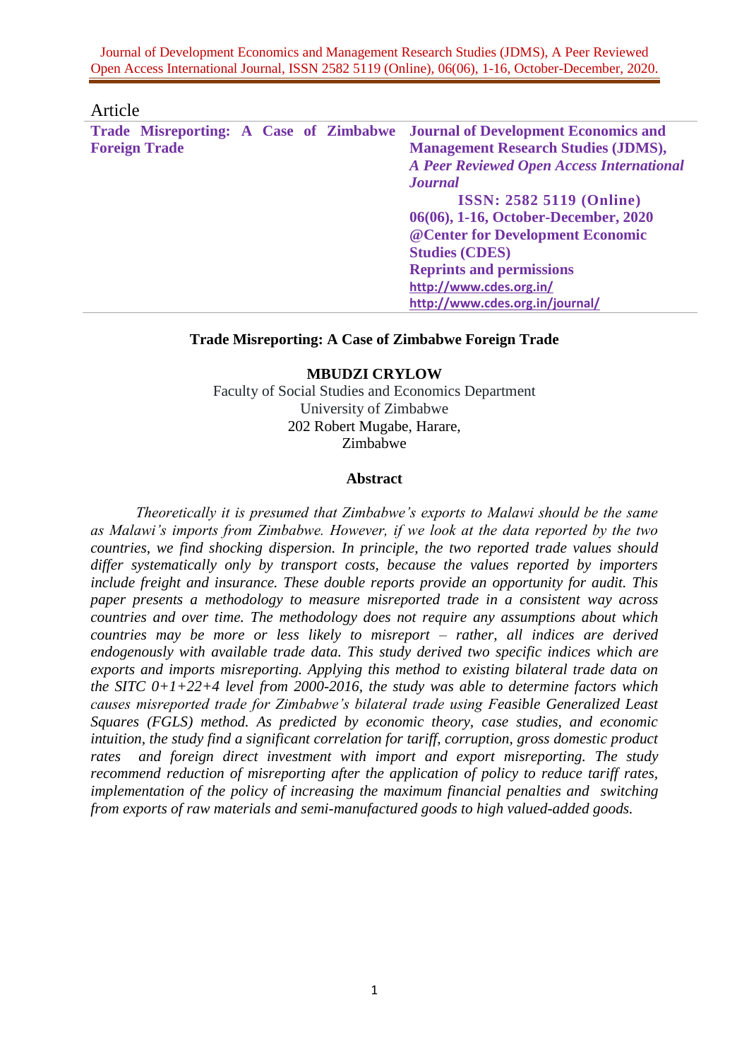Article

**Trade Misreporting: A Case of Zimbabwe Foreign Trade**

**Journal of Development Economics and Management Research Studies (JDMS),**
***A Peer Reviewed Open Access International Journal***
**ISSN: 2582 5119 (Online)**
**06(06), 1-16, October-December, 2020**
**@Center for Development Economic Studies (CDES)**
**Reprints and permissions**
http://www.cdes.org.in/
http://www.cdes.org.in/journal/

# Trade Misreporting: A Case of Zimbabwe Foreign Trade

**MBUDZI CRYLOW**
Faculty of Social Studies and Economics Department
University of Zimbabwe
202 Robert Mugabe, Harare,
Zimbabwe

## Abstract

*Theoretically it is presumed that Zimbabwe's exports to Malawi should be the same as Malawi's imports from Zimbabwe. However, if we look at the data reported by the two countries, we find shocking dispersion. In principle, the two reported trade values should differ systematically only by transport costs, because the values reported by importers include freight and insurance. These double reports provide an opportunity for audit. This paper presents a methodology to measure misreported trade in a consistent way across countries and over time. The methodology does not require any assumptions about which countries may be more or less likely to misreport – rather, all indices are derived endogenously with available trade data. This study derived two specific indices which are exports and imports misreporting. Applying this method to existing bilateral trade data on the SITC 0+1+22+4 level from 2000-2016, the study was able to determine factors which causes misreported trade for Zimbabwe's bilateral trade using Feasible Generalized Least Squares (FGLS) method. As predicted by economic theory, case studies, and economic intuition, the study find a significant correlation for tariff, corruption, gross domestic product rates and foreign direct investment with import and export misreporting. The study recommend reduction of misreporting after the application of policy to reduce tariff rates, implementation of the policy of increasing the maximum financial penalties and switching from exports of raw materials and semi-manufactured goods to high valued-added goods.*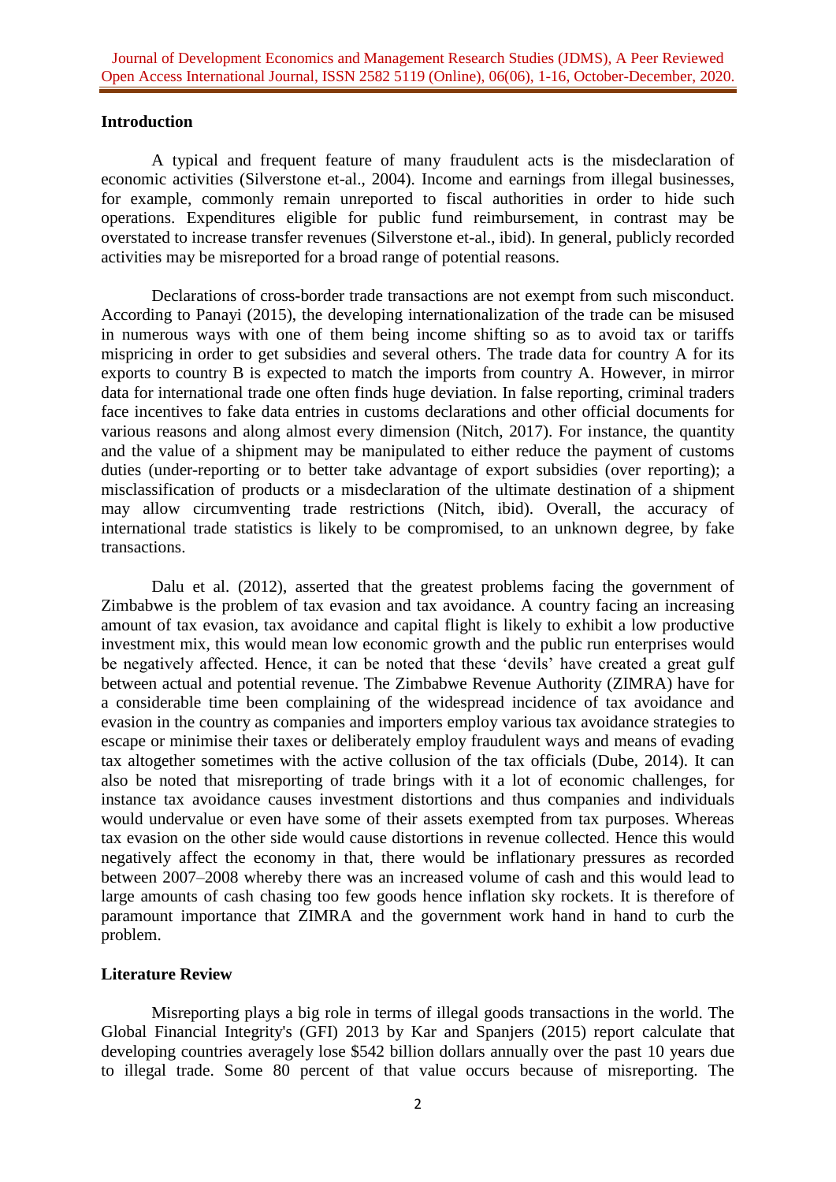## Introduction

A typical and frequent feature of many fraudulent acts is the misdeclaration of economic activities (Silverstone et-al., 2004). Income and earnings from illegal businesses, for example, commonly remain unreported to fiscal authorities in order to hide such operations. Expenditures eligible for public fund reimbursement, in contrast may be overstated to increase transfer revenues (Silverstone et-al., ibid). In general, publicly recorded activities may be misreported for a broad range of potential reasons.

Declarations of cross-border trade transactions are not exempt from such misconduct. According to Panayi (2015), the developing internationalization of the trade can be misused in numerous ways with one of them being income shifting so as to avoid tax or tariffs mispricing in order to get subsidies and several others. The trade data for country A for its exports to country B is expected to match the imports from country A. However, in mirror data for international trade one often finds huge deviation. In false reporting, criminal traders face incentives to fake data entries in customs declarations and other official documents for various reasons and along almost every dimension (Nitch, 2017). For instance, the quantity and the value of a shipment may be manipulated to either reduce the payment of customs duties (under-reporting or to better take advantage of export subsidies (over reporting); a misclassification of products or a misdeclaration of the ultimate destination of a shipment may allow circumventing trade restrictions (Nitch, ibid). Overall, the accuracy of international trade statistics is likely to be compromised, to an unknown degree, by fake transactions.

Dalu et al. (2012), asserted that the greatest problems facing the government of Zimbabwe is the problem of tax evasion and tax avoidance. A country facing an increasing amount of tax evasion, tax avoidance and capital flight is likely to exhibit a low productive investment mix, this would mean low economic growth and the public run enterprises would be negatively affected. Hence, it can be noted that these 'devils' have created a great gulf between actual and potential revenue. The Zimbabwe Revenue Authority (ZIMRA) have for a considerable time been complaining of the widespread incidence of tax avoidance and evasion in the country as companies and importers employ various tax avoidance strategies to escape or minimise their taxes or deliberately employ fraudulent ways and means of evading tax altogether sometimes with the active collusion of the tax officials (Dube, 2014). It can also be noted that misreporting of trade brings with it a lot of economic challenges, for instance tax avoidance causes investment distortions and thus companies and individuals would undervalue or even have some of their assets exempted from tax purposes. Whereas tax evasion on the other side would cause distortions in revenue collected. Hence this would negatively affect the economy in that, there would be inflationary pressures as recorded between 2007–2008 whereby there was an increased volume of cash and this would lead to large amounts of cash chasing too few goods hence inflation sky rockets. It is therefore of paramount importance that ZIMRA and the government work hand in hand to curb the problem.

## Literature Review

Misreporting plays a big role in terms of illegal goods transactions in the world. The Global Financial Integrity's (GFI) 2013 by Kar and Spanjers (2015) report calculate that developing countries averagely lose $542 billion dollars annually over the past 10 years due to illegal trade. Some 80 percent of that value occurs because of misreporting. The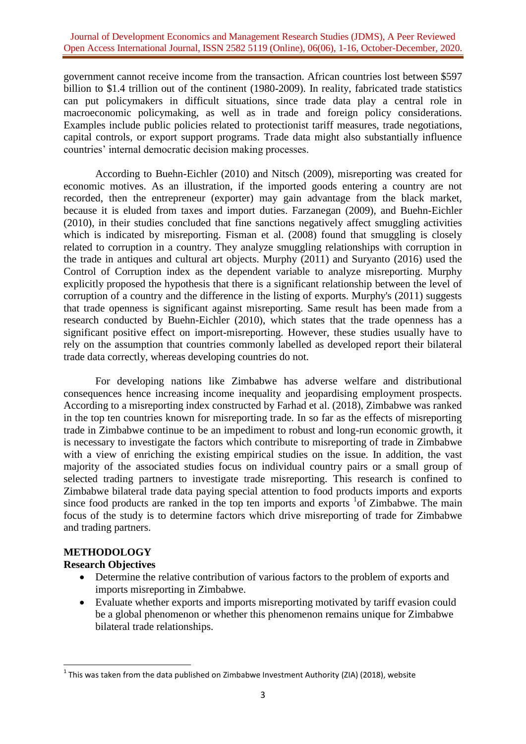government cannot receive income from the transaction. African countries lost between $597 billion to $1.4 trillion out of the continent (1980-2009). In reality, fabricated trade statistics can put policymakers in difficult situations, since trade data play a central role in macroeconomic policymaking, as well as in trade and foreign policy considerations. Examples include public policies related to protectionist tariff measures, trade negotiations, capital controls, or export support programs. Trade data might also substantially influence countries' internal democratic decision making processes.

According to Buehn-Eichler (2010) and Nitsch (2009), misreporting was created for economic motives. As an illustration, if the imported goods entering a country are not recorded, then the entrepreneur (exporter) may gain advantage from the black market, because it is eluded from taxes and import duties. Farzanegan (2009), and Buehn-Eichler (2010), in their studies concluded that fine sanctions negatively affect smuggling activities which is indicated by misreporting. Fisman et al. (2008) found that smuggling is closely related to corruption in a country. They analyze smuggling relationships with corruption in the trade in antiques and cultural art objects. Murphy (2011) and Suryanto (2016) used the Control of Corruption index as the dependent variable to analyze misreporting. Murphy explicitly proposed the hypothesis that there is a significant relationship between the level of corruption of a country and the difference in the listing of exports. Murphy's (2011) suggests that trade openness is significant against misreporting. Same result has been made from a research conducted by Buehn-Eichler (2010), which states that the trade openness has a significant positive effect on import-misreporting. However, these studies usually have to rely on the assumption that countries commonly labelled as developed report their bilateral trade data correctly, whereas developing countries do not.

For developing nations like Zimbabwe has adverse welfare and distributional consequences hence increasing income inequality and jeopardising employment prospects. According to a misreporting index constructed by Farhad et al. (2018), Zimbabwe was ranked in the top ten countries known for misreporting trade. In so far as the effects of misreporting trade in Zimbabwe continue to be an impediment to robust and long-run economic growth, it is necessary to investigate the factors which contribute to misreporting of trade in Zimbabwe with a view of enriching the existing empirical studies on the issue. In addition, the vast majority of the associated studies focus on individual country pairs or a small group of selected trading partners to investigate trade misreporting. This research is confined to Zimbabwe bilateral trade data paying special attention to food products imports and exports since food products are ranked in the top ten imports and exports [1]of Zimbabwe. The main focus of the study is to determine factors which drive misreporting of trade for Zimbabwe and trading partners.

## METHODOLOGY

### Research Objectives

- Determine the relative contribution of various factors to the problem of exports and imports misreporting in Zimbabwe.
- Evaluate whether exports and imports misreporting motivated by tariff evasion could be a global phenomenon or whether this phenomenon remains unique for Zimbabwe bilateral trade relationships.

[1] This was taken from the data published on Zimbabwe Investment Authority (ZIA) (2018), website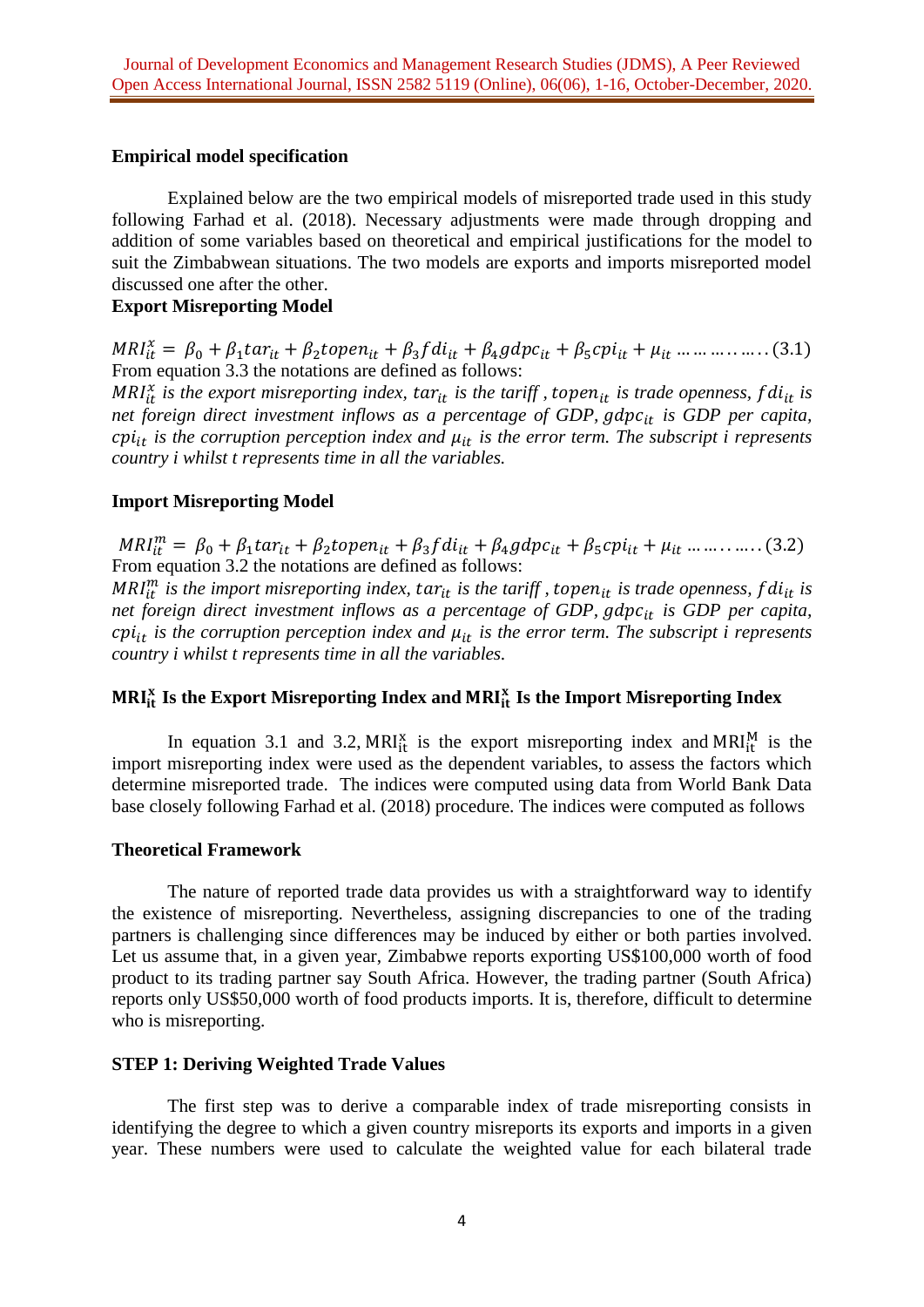### Empirical model specification

Explained below are the two empirical models of misreported trade used in this study following Farhad et al. (2018). Necessary adjustments were made through dropping and addition of some variables based on theoretical and empirical justifications for the model to suit the Zimbabwean situations. The two models are exports and imports misreported model discussed one after the other.

### Export Misreporting Model

$$MRI_{it}^{x} = \beta_0 + \beta_1 tar_{it} + \beta_2 topen_{it} + \beta_3 fdi_{it} + \beta_4 gdpc_{it} + \beta_5 cpi_{it} + \mu_{it} \ldots\ldots\ldots\ldots..(3.1)$$

From equation 3.3 the notations are defined as follows:

*$MRI_{it}^{x}$ is the export misreporting index, $tar_{it}$ is the tariff , $topen_{it}$ is trade openness, $fdi_{it}$ is net foreign direct investment inflows as a percentage of GDP, $gdpc_{it}$ is GDP per capita, $cpi_{it}$ is the corruption perception index and $\mu_{it}$ is the error term. The subscript i represents country i whilst t represents time in all the variables.*

### Import Misreporting Model

$$MRI_{it}^{m} = \beta_0 + \beta_1 tar_{it} + \beta_2 topen_{it} + \beta_3 fdi_{it} + \beta_4 gdpc_{it} + \beta_5 cpi_{it} + \mu_{it} \ldots\ldots\ldots..(3.2)$$

From equation 3.2 the notations are defined as follows:

*$MRI_{it}^{m}$ is the import misreporting index, $tar_{it}$ is the tariff , $topen_{it}$ is trade openness, $fdi_{it}$ is net foreign direct investment inflows as a percentage of GDP, $gdpc_{it}$ is GDP per capita, $cpi_{it}$ is the corruption perception index and $\mu_{it}$ is the error term. The subscript i represents country i whilst t represents time in all the variables.*

### $\mathrm{MRI}_{\mathrm{it}}^{\mathrm{x}}$ Is the Export Misreporting Index and $\mathrm{MRI}_{\mathrm{it}}^{\mathrm{x}}$ Is the Import Misreporting Index

In equation 3.1 and 3.2, $\mathrm{MRI}_{\mathrm{it}}^{\mathrm{x}}$ is the export misreporting index and $\mathrm{MRI}_{\mathrm{it}}^{\mathrm{M}}$ is the import misreporting index were used as the dependent variables, to assess the factors which determine misreported trade. The indices were computed using data from World Bank Data base closely following Farhad et al. (2018) procedure. The indices were computed as follows

### Theoretical Framework

The nature of reported trade data provides us with a straightforward way to identify the existence of misreporting. Nevertheless, assigning discrepancies to one of the trading partners is challenging since differences may be induced by either or both parties involved. Let us assume that, in a given year, Zimbabwe reports exporting US$100,000 worth of food product to its trading partner say South Africa. However, the trading partner (South Africa) reports only US$50,000 worth of food products imports. It is, therefore, difficult to determine who is misreporting.

### STEP 1: Deriving Weighted Trade Values

The first step was to derive a comparable index of trade misreporting consists in identifying the degree to which a given country misreports its exports and imports in a given year. These numbers were used to calculate the weighted value for each bilateral trade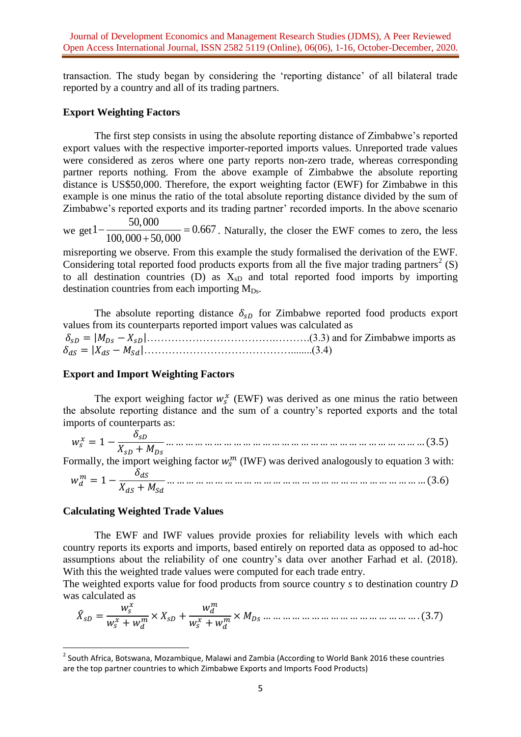transaction. The study began by considering the 'reporting distance' of all bilateral trade reported by a country and all of its trading partners.

**Export Weighting Factors**

The first step consists in using the absolute reporting distance of Zimbabwe's reported export values with the respective importer-reported imports values. Unreported trade values were considered as zeros where one party reports non-zero trade, whereas corresponding partner reports nothing. From the above example of Zimbabwe the absolute reporting distance is US$50,000. Therefore, the export weighting factor (EWF) for Zimbabwe in this example is one minus the ratio of the total absolute reporting distance divided by the sum of Zimbabwe's reported exports and its trading partner' recorded imports. In the above scenario we get $1-\frac{50,000}{100,000+50,000}=0.667$. Naturally, the closer the EWF comes to zero, the less misreporting we observe. From this example the study formalised the derivation of the EWF. Considering total reported food products exports from all the five major trading partners[2] (S) to all destination countries (D) as $X_{sD}$ and total reported food imports by importing destination countries from each importing $M_{Ds}$.

The absolute reporting distance $\delta_{sD}$ for Zimbabwe reported food products export values from its counterparts reported import values was calculated as

$\delta_{sD} = |M_{Ds} - X_{sD}|$……………………………….……….(3.3) and for Zimbabwe imports as

$\delta_{ds} = |X_{ds} - M_{sd}|$…………………………………….......(3.4)

**Export and Import Weighting Factors**

The export weighing factor $w_s^x$ (EWF) was derived as one minus the ratio between the absolute reporting distance and the sum of a country's reported exports and the total imports of counterparts as:

$$w_s^x = 1 - \frac{\delta_{sD}}{X_{sD} + M_{Ds}} \quad (3.5)$$

Formally, the import weighing factor $w_s^m$ (IWF) was derived analogously to equation 3 with:

$$w_d^m = 1 - \frac{\delta_{ds}}{X_{ds} + M_{sd}} \quad (3.6)$$

**Calculating Weighted Trade Values**

The EWF and IWF values provide proxies for reliability levels with which each country reports its exports and imports, based entirely on reported data as opposed to ad-hoc assumptions about the reliability of one country's data over another Farhad et al. (2018). With this the weighted trade values were computed for each trade entry.

The weighted exports value for food products from source country *s* to destination country *D* was calculated as

$$\hat{X}_{sD} = \frac{w_s^x}{w_s^x + w_d^m} \times X_{sD} + \frac{w_d^m}{w_s^x + w_d^m} \times M_{Ds} \quad (3.7)$$

---

[2] South Africa, Botswana, Mozambique, Malawi and Zambia (According to World Bank 2016 these countries are the top partner countries to which Zimbabwe Exports and Imports Food Products)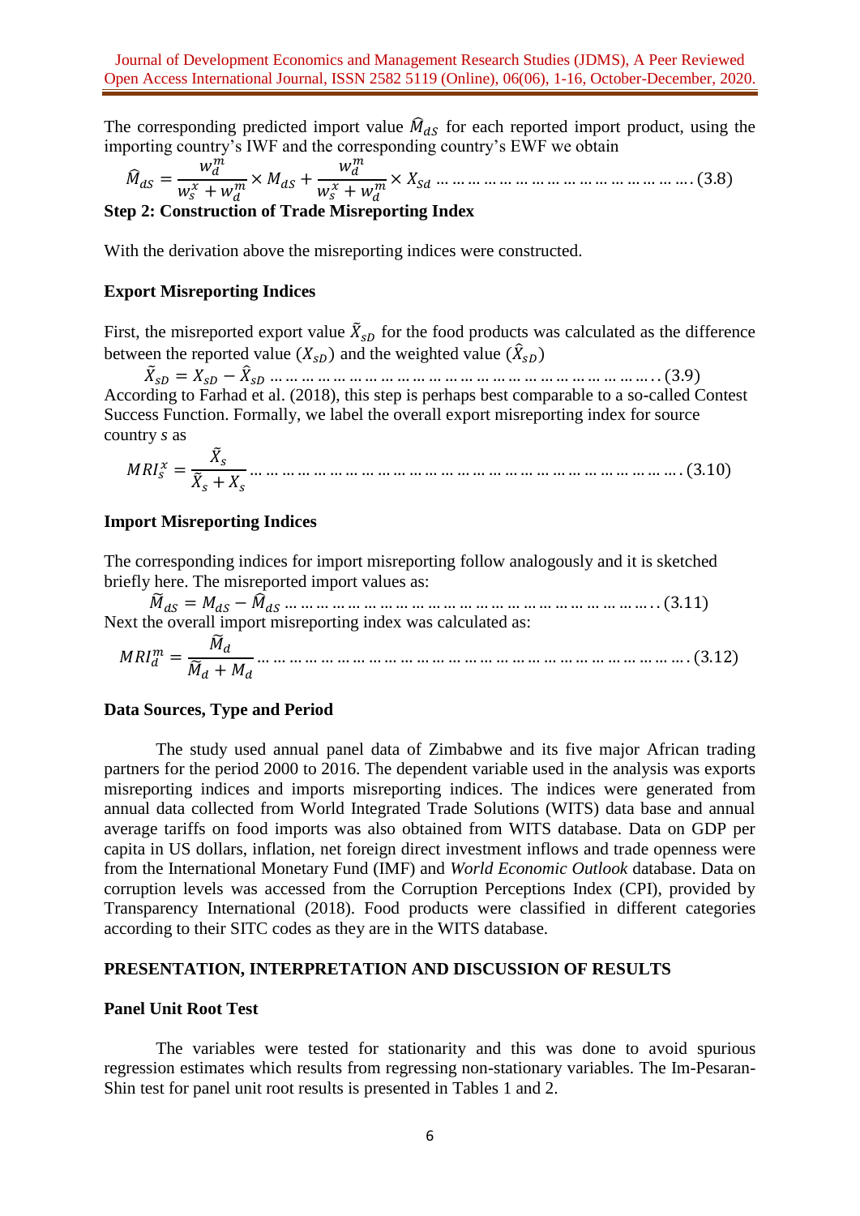The corresponding predicted import value $\widehat{M}_{ds}$ for each reported import product, using the importing country's IWF and the corresponding country's EWF we obtain

$$\widehat{M}_{ds} = \frac{w_d^m}{w_s^x + w_d^m} \times M_{ds} + \frac{w_d^m}{w_s^x + w_d^m} \times X_{sd} \quad \text{……………………………………………….(3.8)}$$

**Step 2: Construction of Trade Misreporting Index**

With the derivation above the misreporting indices were constructed.

**Export Misreporting Indices**

First, the misreported export value $\tilde{X}_{sD}$ for the food products was calculated as the difference between the reported value ($X_{sD}$) and the weighted value ($\hat{X}_{sD}$)

$$\tilde{X}_{sD} = X_{sD} - \hat{X}_{sD} \quad \text{…………………………………………………………..(3.9)}$$

According to Farhad et al. (2018), this step is perhaps best comparable to a so-called Contest Success Function. Formally, we label the overall export misreporting index for source country *s* as

$$MRI_s^x = \frac{\tilde{X}_s}{\tilde{X}_s + X_s} \quad \text{…………………………………………………………………………….(3.10)}$$

**Import Misreporting Indices**

The corresponding indices for import misreporting follow analogously and it is sketched briefly here. The misreported import values as:

$$\widetilde{M}_{ds} = M_{ds} - \widehat{M}_{ds} \quad \text{……………………………………………………………..(3.11)}$$

Next the overall import misreporting index was calculated as:

$$MRI_d^m = \frac{\widetilde{M}_d}{\widetilde{M}_d + M_d} \quad \text{…………………………………………………………………………….(3.12)}$$

**Data Sources, Type and Period**

The study used annual panel data of Zimbabwe and its five major African trading partners for the period 2000 to 2016. The dependent variable used in the analysis was exports misreporting indices and imports misreporting indices. The indices were generated from annual data collected from World Integrated Trade Solutions (WITS) data base and annual average tariffs on food imports was also obtained from WITS database. Data on GDP per capita in US dollars, inflation, net foreign direct investment inflows and trade openness were from the International Monetary Fund (IMF) and *World Economic Outlook* database. Data on corruption levels was accessed from the Corruption Perceptions Index (CPI), provided by Transparency International (2018). Food products were classified in different categories according to their SITC codes as they are in the WITS database.

## PRESENTATION, INTERPRETATION AND DISCUSSION OF RESULTS

**Panel Unit Root Test**

The variables were tested for stationarity and this was done to avoid spurious regression estimates which results from regressing non-stationary variables. The Im-Pesaran-Shin test for panel unit root results is presented in Tables 1 and 2.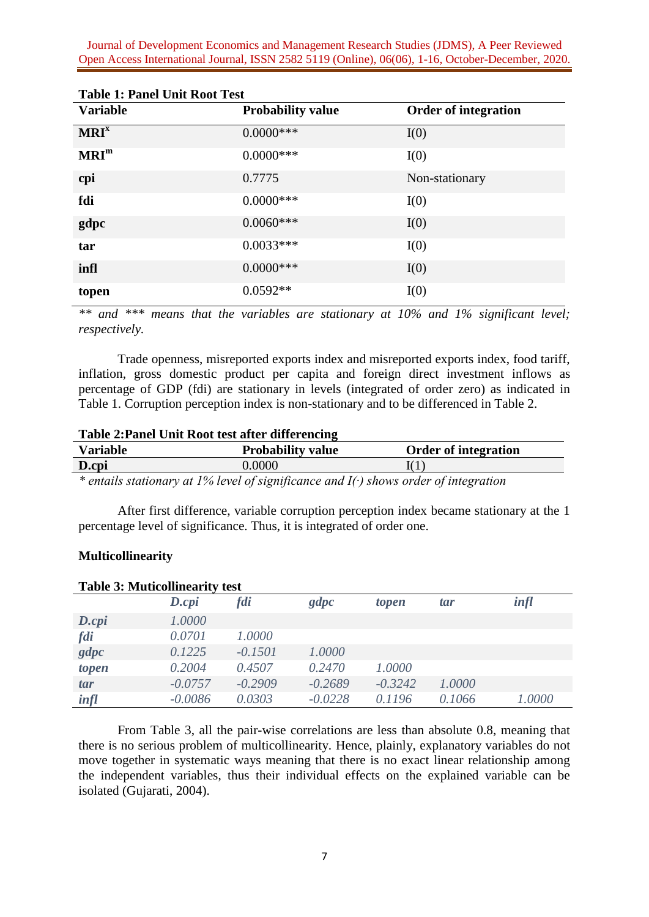**Table 1: Panel Unit Root Test**

| Variable | Probability value | Order of integration |
|---|---|---|
| **MRI^x^** | 0.0000*** | I(0) |
| **MRI^m^** | 0.0000*** | I(0) |
| **cpi** | 0.7775 | Non-stationary |
| **fdi** | 0.0000*** | I(0) |
| **gdpc** | 0.0060*** | I(0) |
| **tar** | 0.0033*** | I(0) |
| **infl** | 0.0000*** | I(0) |
| **topen** | 0.0592** | I(0) |

*** and *** means that the variables are stationary at 10% and 1% significant level; respectively.*

Trade openness, misreported exports index and misreported exports index, food tariff, inflation, gross domestic product per capita and foreign direct investment inflows as percentage of GDP (fdi) are stationary in levels (integrated of order zero) as indicated in Table 1. Corruption perception index is non-stationary and to be differenced in Table 2.

**Table 2:Panel Unit Root test after differencing**

| Variable | Probability value | Order of integration |
|---|---|---|
| **D.cpi** | 0.0000 | I(1) |

** entails stationary at 1% level of significance and I(·) shows order of integration*

After first difference, variable corruption perception index became stationary at the 1 percentage level of significance. Thus, it is integrated of order one.

**Multicollinearity**

**Table 3: Muticollinearity test**

| | *D.cpi* | *fdi* | *gdpc* | *topen* | *tar* | *infl* |
|---|---|---|---|---|---|---|
| ***D.cpi*** | *1.0000* | | | | | |
| ***fdi*** | *0.0701* | *1.0000* | | | | |
| ***gdpc*** | *0.1225* | *-0.1501* | *1.0000* | | | |
| ***topen*** | *0.2004* | *0.4507* | *0.2470* | *1.0000* | | |
| ***tar*** | *-0.0757* | *-0.2909* | *-0.2689* | *-0.3242* | *1.0000* | |
| ***infl*** | *-0.0086* | *0.0303* | *-0.0228* | *0.1196* | *0.1066* | *1.0000* |

From Table 3, all the pair-wise correlations are less than absolute 0.8, meaning that there is no serious problem of multicollinearity. Hence, plainly, explanatory variables do not move together in systematic ways meaning that there is no exact linear relationship among the independent variables, thus their individual effects on the explained variable can be isolated (Gujarati, 2004).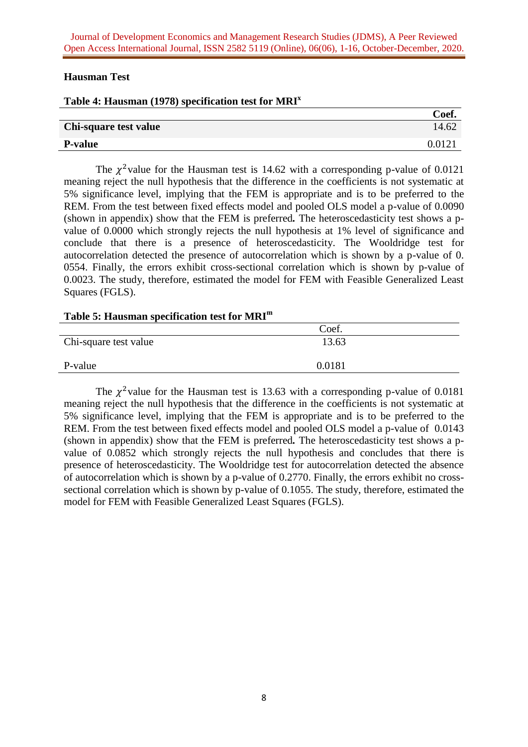**Hausman Test**

**Table 4: Hausman (1978) specification test for MRI$^x$**

| | **Coef.** |
|---|---|
| **Chi-square test value** | 14.62 |
| **P-value** | 0.0121 |

The $\chi^2$value for the Hausman test is 14.62 with a corresponding p-value of 0.0121 meaning reject the null hypothesis that the difference in the coefficients is not systematic at 5% significance level, implying that the FEM is appropriate and is to be preferred to the REM. From the test between fixed effects model and pooled OLS model a p-value of 0.0090 (shown in appendix) show that the FEM is preferred**.** The heteroscedasticity test shows a p-value of 0.0000 which strongly rejects the null hypothesis at 1% level of significance and conclude that there is a presence of heteroscedasticity. The Wooldridge test for autocorrelation detected the presence of autocorrelation which is shown by a p-value of 0. 0554. Finally, the errors exhibit cross-sectional correlation which is shown by p-value of 0.0023. The study, therefore, estimated the model for FEM with Feasible Generalized Least Squares (FGLS).

**Table 5: Hausman specification test for MRI$^m$**

| | Coef. |
|---|---|
| Chi-square test value | 13.63 |
| P-value | 0.0181 |

The $\chi^2$value for the Hausman test is 13.63 with a corresponding p-value of 0.0181 meaning reject the null hypothesis that the difference in the coefficients is not systematic at 5% significance level, implying that the FEM is appropriate and is to be preferred to the REM. From the test between fixed effects model and pooled OLS model a p-value of 0.0143 (shown in appendix) show that the FEM is preferred**.** The heteroscedasticity test shows a p-value of 0.0852 which strongly rejects the null hypothesis and concludes that there is presence of heteroscedasticity. The Wooldridge test for autocorrelation detected the absence of autocorrelation which is shown by a p-value of 0.2770. Finally, the errors exhibit no cross-sectional correlation which is shown by p-value of 0.1055. The study, therefore, estimated the model for FEM with Feasible Generalized Least Squares (FGLS).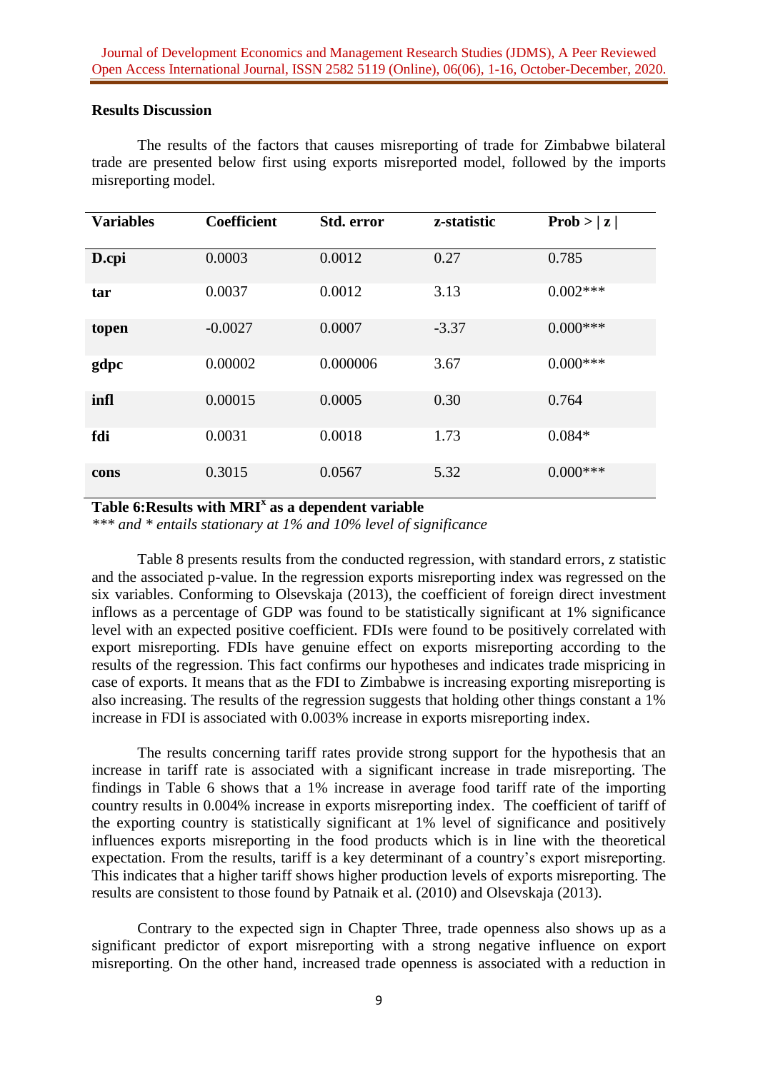## Results Discussion

The results of the factors that causes misreporting of trade for Zimbabwe bilateral trade are presented below first using exports misreported model, followed by the imports misreporting model.

| Variables | Coefficient | Std. error | z-statistic | Prob > \| z \| |
|---|---|---|---|---|
| **D.cpi** | 0.0003 | 0.0012 | 0.27 | 0.785 |
| **tar** | 0.0037 | 0.0012 | 3.13 | 0.002*** |
| **topen** | -0.0027 | 0.0007 | -3.37 | 0.000*** |
| **gdpc** | 0.00002 | 0.000006 | 3.67 | 0.000*** |
| **infl** | 0.00015 | 0.0005 | 0.30 | 0.764 |
| **fdi** | 0.0031 | 0.0018 | 1.73 | 0.084* |
| **cons** | 0.3015 | 0.0567 | 5.32 | 0.000*** |

**Table 6:Results with $MRI^x$ as a dependent variable**

*\*\*\* and \* entails stationary at 1% and 10% level of significance*

Table 8 presents results from the conducted regression, with standard errors, z statistic and the associated p-value. In the regression exports misreporting index was regressed on the six variables. Conforming to Olsevskaja (2013), the coefficient of foreign direct investment inflows as a percentage of GDP was found to be statistically significant at 1% significance level with an expected positive coefficient. FDIs were found to be positively correlated with export misreporting. FDIs have genuine effect on exports misreporting according to the results of the regression. This fact confirms our hypotheses and indicates trade mispricing in case of exports. It means that as the FDI to Zimbabwe is increasing exporting misreporting is also increasing. The results of the regression suggests that holding other things constant a 1% increase in FDI is associated with 0.003% increase in exports misreporting index.

The results concerning tariff rates provide strong support for the hypothesis that an increase in tariff rate is associated with a significant increase in trade misreporting. The findings in Table 6 shows that a 1% increase in average food tariff rate of the importing country results in 0.004% increase in exports misreporting index. The coefficient of tariff of the exporting country is statistically significant at 1% level of significance and positively influences exports misreporting in the food products which is in line with the theoretical expectation. From the results, tariff is a key determinant of a country's export misreporting. This indicates that a higher tariff shows higher production levels of exports misreporting. The results are consistent to those found by Patnaik et al. (2010) and Olsevskaja (2013).

Contrary to the expected sign in Chapter Three, trade openness also shows up as a significant predictor of export misreporting with a strong negative influence on export misreporting. On the other hand, increased trade openness is associated with a reduction in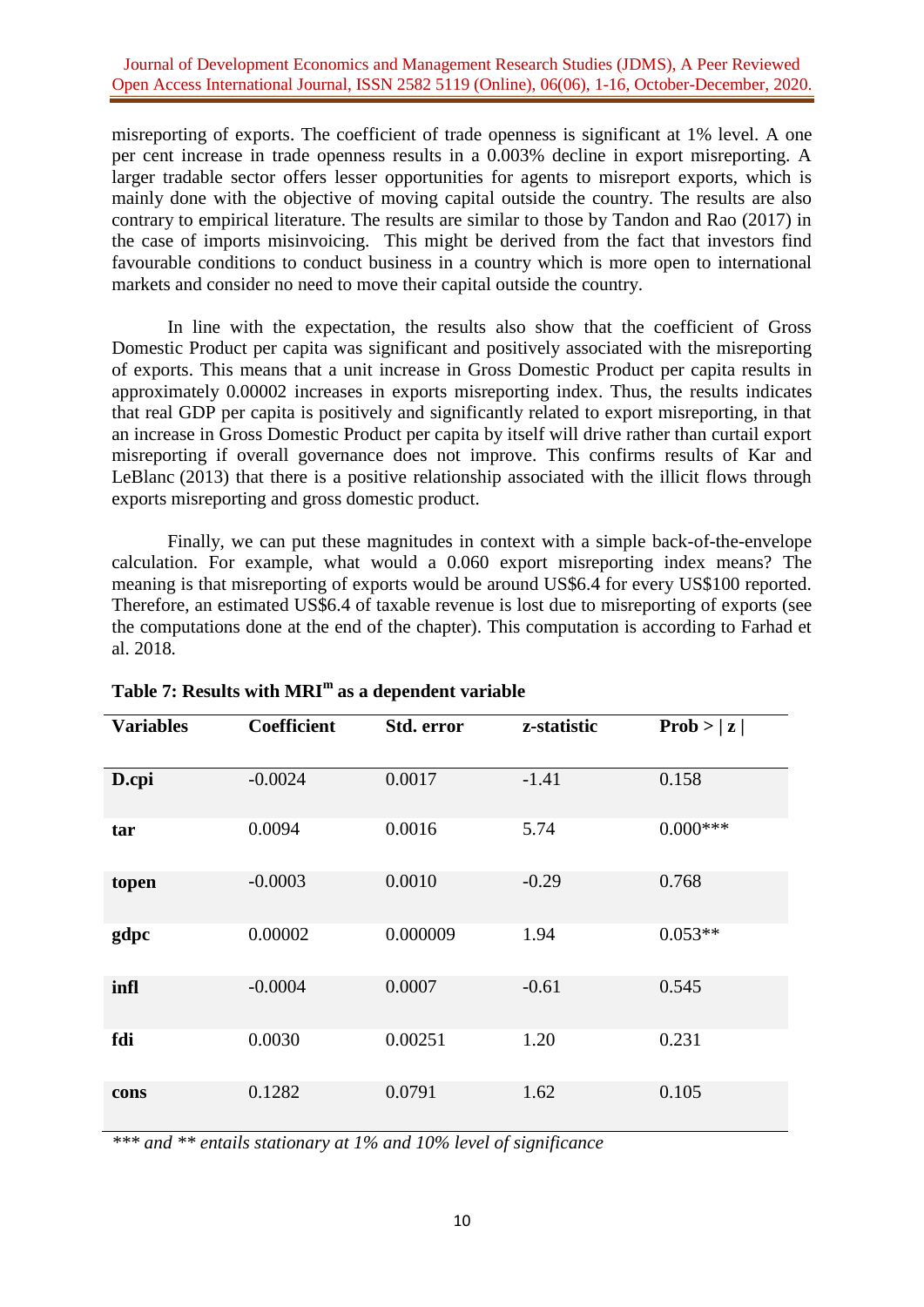misreporting of exports. The coefficient of trade openness is significant at 1% level. A one per cent increase in trade openness results in a 0.003% decline in export misreporting. A larger tradable sector offers lesser opportunities for agents to misreport exports, which is mainly done with the objective of moving capital outside the country. The results are also contrary to empirical literature. The results are similar to those by Tandon and Rao (2017) in the case of imports misinvoicing. This might be derived from the fact that investors find favourable conditions to conduct business in a country which is more open to international markets and consider no need to move their capital outside the country.

In line with the expectation, the results also show that the coefficient of Gross Domestic Product per capita was significant and positively associated with the misreporting of exports. This means that a unit increase in Gross Domestic Product per capita results in approximately 0.00002 increases in exports misreporting index. Thus, the results indicates that real GDP per capita is positively and significantly related to export misreporting, in that an increase in Gross Domestic Product per capita by itself will drive rather than curtail export misreporting if overall governance does not improve. This confirms results of Kar and LeBlanc (2013) that there is a positive relationship associated with the illicit flows through exports misreporting and gross domestic product.

Finally, we can put these magnitudes in context with a simple back-of-the-envelope calculation. For example, what would a 0.060 export misreporting index means? The meaning is that misreporting of exports would be around US$6.4 for every US$100 reported. Therefore, an estimated US$6.4 of taxable revenue is lost due to misreporting of exports (see the computations done at the end of the chapter). This computation is according to Farhad et al. 2018.

**Table 7: Results with $MRI^m$ as a dependent variable**

| Variables | Coefficient | Std. error | z-statistic | Prob > \| z \| |
|---|---|---|---|---|
| **D.cpi** | -0.0024 | 0.0017 | -1.41 | 0.158 |
| **tar** | 0.0094 | 0.0016 | 5.74 | 0.000*** |
| **topen** | -0.0003 | 0.0010 | -0.29 | 0.768 |
| **gdpc** | 0.00002 | 0.000009 | 1.94 | 0.053** |
| **infl** | -0.0004 | 0.0007 | -0.61 | 0.545 |
| **fdi** | 0.0030 | 0.00251 | 1.20 | 0.231 |
| **cons** | 0.1282 | 0.0791 | 1.62 | 0.105 |

*\*\*\* and \*\* entails stationary at 1% and 10% level of significance*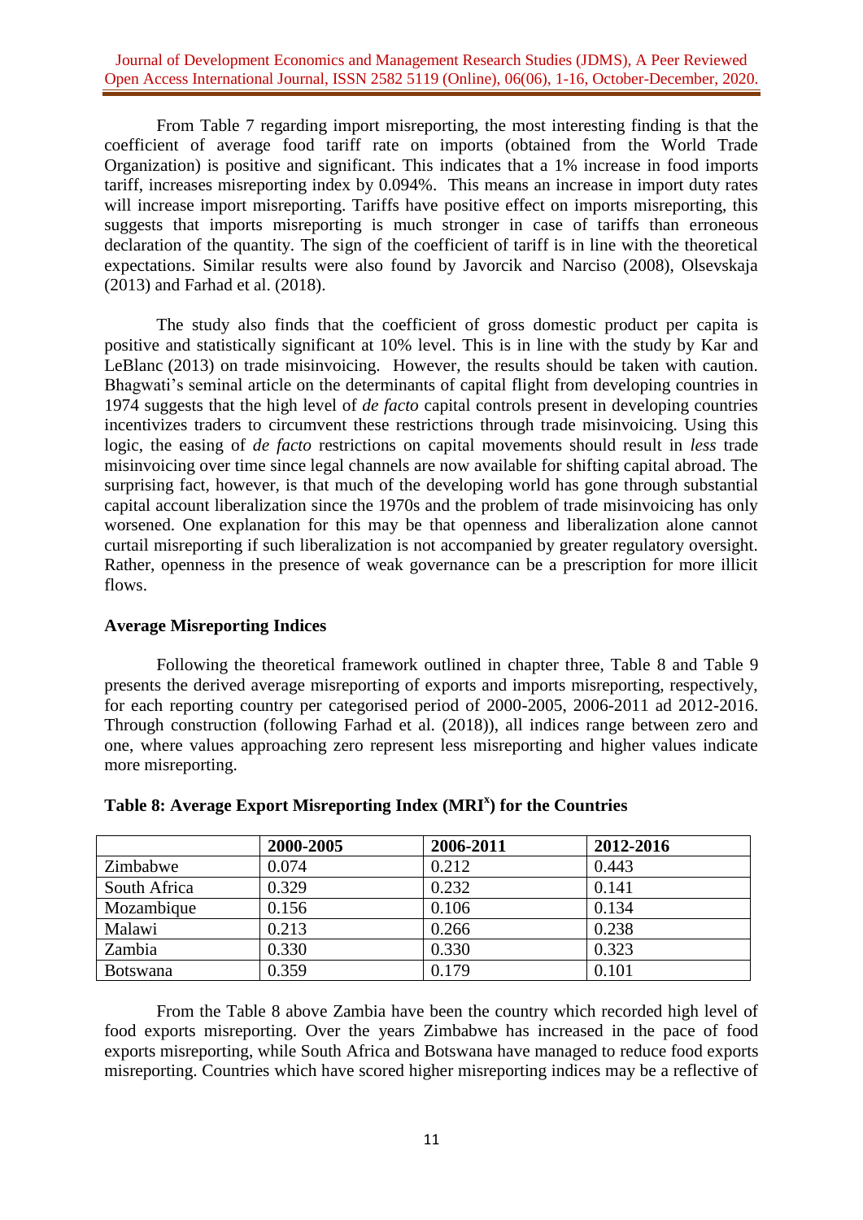From Table 7 regarding import misreporting, the most interesting finding is that the coefficient of average food tariff rate on imports (obtained from the World Trade Organization) is positive and significant. This indicates that a 1% increase in food imports tariff, increases misreporting index by 0.094%. This means an increase in import duty rates will increase import misreporting. Tariffs have positive effect on imports misreporting, this suggests that imports misreporting is much stronger in case of tariffs than erroneous declaration of the quantity. The sign of the coefficient of tariff is in line with the theoretical expectations. Similar results were also found by Javorcik and Narciso (2008), Olsevskaja (2013) and Farhad et al. (2018).

The study also finds that the coefficient of gross domestic product per capita is positive and statistically significant at 10% level. This is in line with the study by Kar and LeBlanc (2013) on trade misinvoicing. However, the results should be taken with caution. Bhagwati's seminal article on the determinants of capital flight from developing countries in 1974 suggests that the high level of *de facto* capital controls present in developing countries incentivizes traders to circumvent these restrictions through trade misinvoicing. Using this logic, the easing of *de facto* restrictions on capital movements should result in *less* trade misinvoicing over time since legal channels are now available for shifting capital abroad. The surprising fact, however, is that much of the developing world has gone through substantial capital account liberalization since the 1970s and the problem of trade misinvoicing has only worsened. One explanation for this may be that openness and liberalization alone cannot curtail misreporting if such liberalization is not accompanied by greater regulatory oversight. Rather, openness in the presence of weak governance can be a prescription for more illicit flows.

**Average Misreporting Indices**

Following the theoretical framework outlined in chapter three, Table 8 and Table 9 presents the derived average misreporting of exports and imports misreporting, respectively, for each reporting country per categorised period of 2000-2005, 2006-2011 ad 2012-2016. Through construction (following Farhad et al. (2018)), all indices range between zero and one, where values approaching zero represent less misreporting and higher values indicate more misreporting.

**Table 8: Average Export Misreporting Index ($MRI^x$) for the Countries**

| | 2000-2005 | 2006-2011 | 2012-2016 |
|---|---|---|---|
| Zimbabwe | 0.074 | 0.212 | 0.443 |
| South Africa | 0.329 | 0.232 | 0.141 |
| Mozambique | 0.156 | 0.106 | 0.134 |
| Malawi | 0.213 | 0.266 | 0.238 |
| Zambia | 0.330 | 0.330 | 0.323 |
| Botswana | 0.359 | 0.179 | 0.101 |

From the Table 8 above Zambia have been the country which recorded high level of food exports misreporting. Over the years Zimbabwe has increased in the pace of food exports misreporting, while South Africa and Botswana have managed to reduce food exports misreporting. Countries which have scored higher misreporting indices may be a reflective of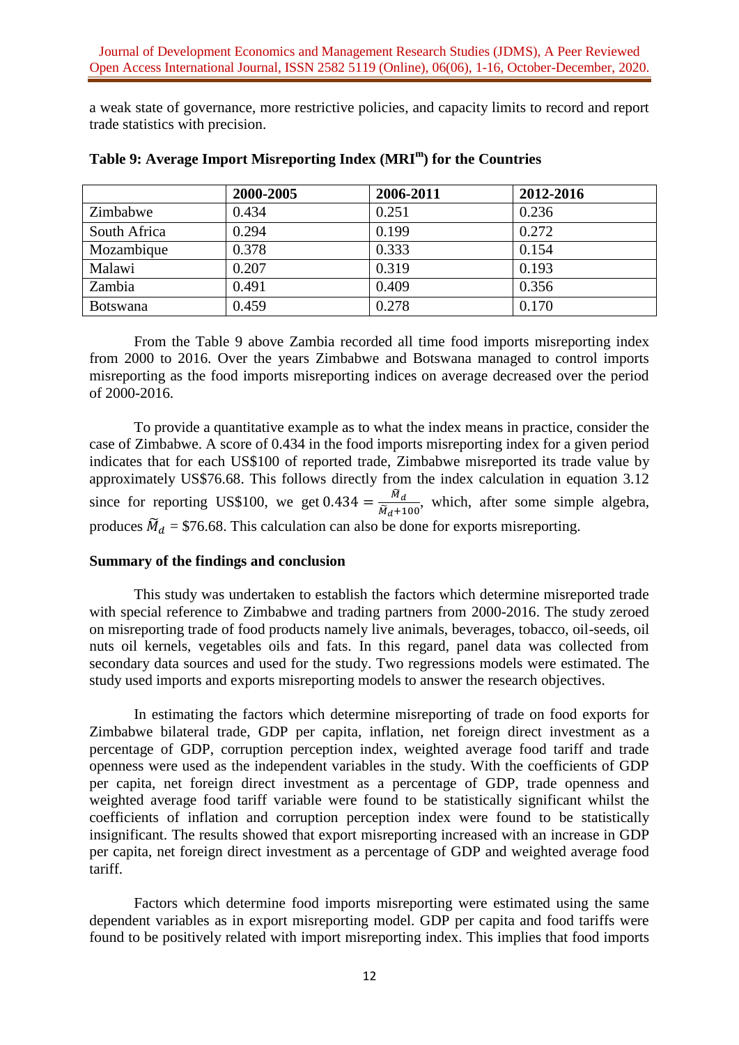a weak state of governance, more restrictive policies, and capacity limits to record and report trade statistics with precision.

**Table 9: Average Import Misreporting Index ($MRI^m$) for the Countries**

| | 2000-2005 | 2006-2011 | 2012-2016 |
|---|---|---|---|
| Zimbabwe | 0.434 | 0.251 | 0.236 |
| South Africa | 0.294 | 0.199 | 0.272 |
| Mozambique | 0.378 | 0.333 | 0.154 |
| Malawi | 0.207 | 0.319 | 0.193 |
| Zambia | 0.491 | 0.409 | 0.356 |
| Botswana | 0.459 | 0.278 | 0.170 |

From the Table 9 above Zambia recorded all time food imports misreporting index from 2000 to 2016. Over the years Zimbabwe and Botswana managed to control imports misreporting as the food imports misreporting indices on average decreased over the period of 2000-2016.

To provide a quantitative example as to what the index means in practice, consider the case of Zimbabwe. A score of 0.434 in the food imports misreporting index for a given period indicates that for each US$100 of reported trade, Zimbabwe misreported its trade value by approximately US$76.68. This follows directly from the index calculation in equation 3.12 since for reporting US$100, we get $0.434 = \frac{\widetilde{M}_d}{\widetilde{M}_d+100}$, which, after some simple algebra, produces $\widetilde{M}_d$ = \$76.68. This calculation can also be done for exports misreporting.

**Summary of the findings and conclusion**

This study was undertaken to establish the factors which determine misreported trade with special reference to Zimbabwe and trading partners from 2000-2016. The study zeroed on misreporting trade of food products namely live animals, beverages, tobacco, oil-seeds, oil nuts oil kernels, vegetables oils and fats. In this regard, panel data was collected from secondary data sources and used for the study. Two regressions models were estimated. The study used imports and exports misreporting models to answer the research objectives.

In estimating the factors which determine misreporting of trade on food exports for Zimbabwe bilateral trade, GDP per capita, inflation, net foreign direct investment as a percentage of GDP, corruption perception index, weighted average food tariff and trade openness were used as the independent variables in the study. The coefficients of GDP per capita, net foreign direct investment as a percentage of GDP, trade openness and weighted average food tariff variable were found to be statistically significant whilst the coefficients of inflation and corruption perception index were found to be statistically insignificant. The results showed that export misreporting increased with an increase in GDP per capita, net foreign direct investment as a percentage of GDP and weighted average food tariff.

Factors which determine food imports misreporting were estimated using the same dependent variables as in export misreporting model. GDP per capita and food tariffs were found to be positively related with import misreporting index. This implies that food imports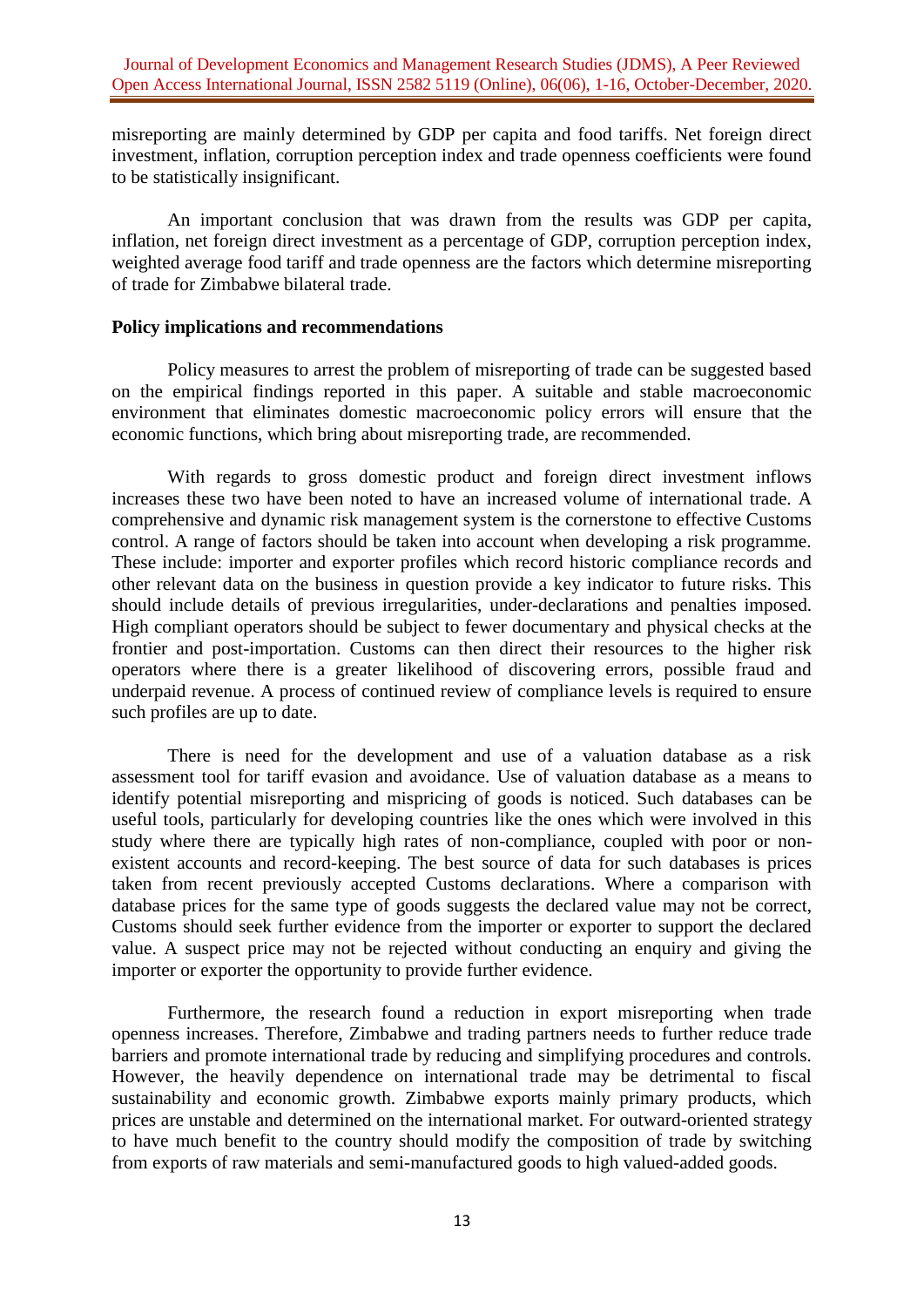misreporting are mainly determined by GDP per capita and food tariffs. Net foreign direct investment, inflation, corruption perception index and trade openness coefficients were found to be statistically insignificant.

An important conclusion that was drawn from the results was GDP per capita, inflation, net foreign direct investment as a percentage of GDP, corruption perception index, weighted average food tariff and trade openness are the factors which determine misreporting of trade for Zimbabwe bilateral trade.

**Policy implications and recommendations**

Policy measures to arrest the problem of misreporting of trade can be suggested based on the empirical findings reported in this paper. A suitable and stable macroeconomic environment that eliminates domestic macroeconomic policy errors will ensure that the economic functions, which bring about misreporting trade, are recommended.

With regards to gross domestic product and foreign direct investment inflows increases these two have been noted to have an increased volume of international trade. A comprehensive and dynamic risk management system is the cornerstone to effective Customs control. A range of factors should be taken into account when developing a risk programme. These include: importer and exporter profiles which record historic compliance records and other relevant data on the business in question provide a key indicator to future risks. This should include details of previous irregularities, under-declarations and penalties imposed. High compliant operators should be subject to fewer documentary and physical checks at the frontier and post-importation. Customs can then direct their resources to the higher risk operators where there is a greater likelihood of discovering errors, possible fraud and underpaid revenue. A process of continued review of compliance levels is required to ensure such profiles are up to date.

There is need for the development and use of a valuation database as a risk assessment tool for tariff evasion and avoidance. Use of valuation database as a means to identify potential misreporting and mispricing of goods is noticed. Such databases can be useful tools, particularly for developing countries like the ones which were involved in this study where there are typically high rates of non-compliance, coupled with poor or non-existent accounts and record-keeping. The best source of data for such databases is prices taken from recent previously accepted Customs declarations. Where a comparison with database prices for the same type of goods suggests the declared value may not be correct, Customs should seek further evidence from the importer or exporter to support the declared value. A suspect price may not be rejected without conducting an enquiry and giving the importer or exporter the opportunity to provide further evidence.

Furthermore, the research found a reduction in export misreporting when trade openness increases. Therefore, Zimbabwe and trading partners needs to further reduce trade barriers and promote international trade by reducing and simplifying procedures and controls. However, the heavily dependence on international trade may be detrimental to fiscal sustainability and economic growth. Zimbabwe exports mainly primary products, which prices are unstable and determined on the international market. For outward-oriented strategy to have much benefit to the country should modify the composition of trade by switching from exports of raw materials and semi-manufactured goods to high valued-added goods.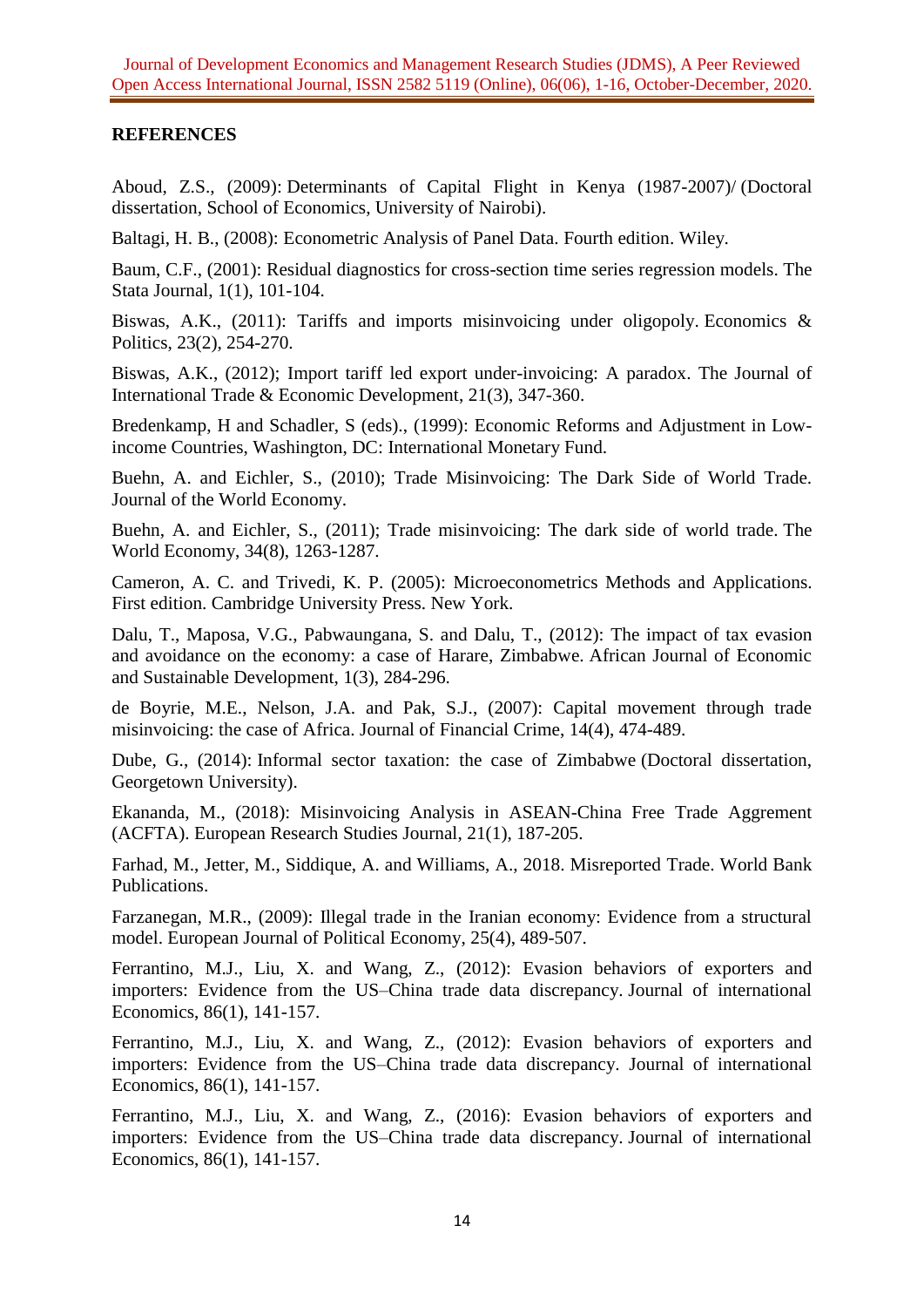## REFERENCES

Aboud, Z.S., (2009): Determinants of Capital Flight in Kenya (1987-2007)/ (Doctoral dissertation, School of Economics, University of Nairobi).

Baltagi, H. B., (2008): Econometric Analysis of Panel Data. Fourth edition. Wiley.

Baum, C.F., (2001): Residual diagnostics for cross-section time series regression models. The Stata Journal, 1(1), 101-104.

Biswas, A.K., (2011): Tariffs and imports misinvoicing under oligopoly. Economics & Politics, 23(2), 254-270.

Biswas, A.K., (2012); Import tariff led export under-invoicing: A paradox. The Journal of International Trade & Economic Development, 21(3), 347-360.

Bredenkamp, H and Schadler, S (eds)., (1999): Economic Reforms and Adjustment in Low-income Countries, Washington, DC: International Monetary Fund.

Buehn, A. and Eichler, S., (2010); Trade Misinvoicing: The Dark Side of World Trade. Journal of the World Economy.

Buehn, A. and Eichler, S., (2011); Trade misinvoicing: The dark side of world trade. The World Economy, 34(8), 1263-1287.

Cameron, A. C. and Trivedi, K. P. (2005): Microeconometrics Methods and Applications. First edition. Cambridge University Press. New York.

Dalu, T., Maposa, V.G., Pabwaungana, S. and Dalu, T., (2012): The impact of tax evasion and avoidance on the economy: a case of Harare, Zimbabwe. African Journal of Economic and Sustainable Development, 1(3), 284-296.

de Boyrie, M.E., Nelson, J.A. and Pak, S.J., (2007): Capital movement through trade misinvoicing: the case of Africa. Journal of Financial Crime, 14(4), 474-489.

Dube, G., (2014): Informal sector taxation: the case of Zimbabwe (Doctoral dissertation, Georgetown University).

Ekananda, M., (2018): Misinvoicing Analysis in ASEAN-China Free Trade Aggrement (ACFTA). European Research Studies Journal, 21(1), 187-205.

Farhad, M., Jetter, M., Siddique, A. and Williams, A., 2018. Misreported Trade. World Bank Publications.

Farzanegan, M.R., (2009): Illegal trade in the Iranian economy: Evidence from a structural model. European Journal of Political Economy, 25(4), 489-507.

Ferrantino, M.J., Liu, X. and Wang, Z., (2012): Evasion behaviors of exporters and importers: Evidence from the US–China trade data discrepancy. Journal of international Economics, 86(1), 141-157.

Ferrantino, M.J., Liu, X. and Wang, Z., (2012): Evasion behaviors of exporters and importers: Evidence from the US–China trade data discrepancy. Journal of international Economics, 86(1), 141-157.

Ferrantino, M.J., Liu, X. and Wang, Z., (2016): Evasion behaviors of exporters and importers: Evidence from the US–China trade data discrepancy. Journal of international Economics, 86(1), 141-157.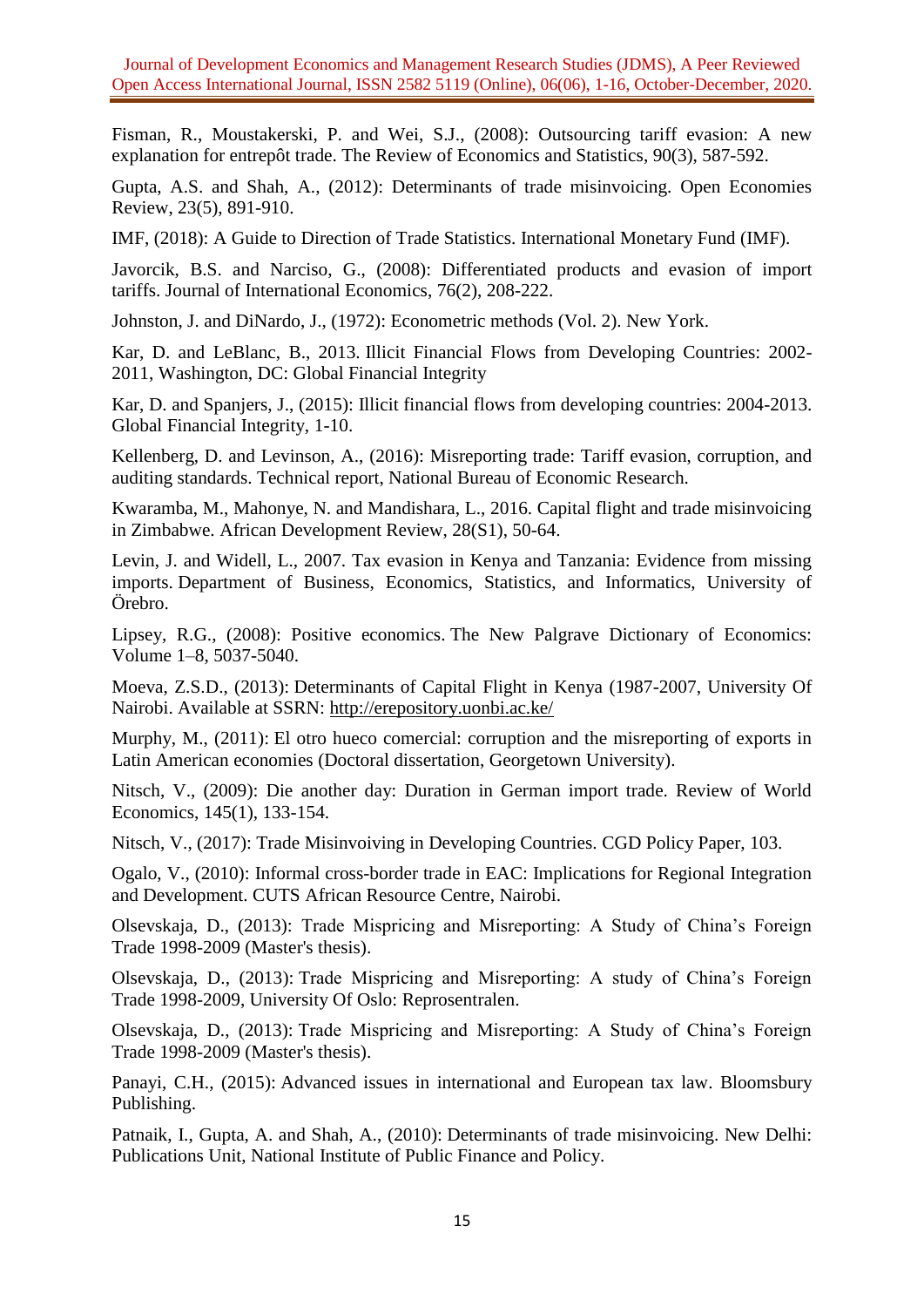Fisman, R., Moustakerski, P. and Wei, S.J., (2008): Outsourcing tariff evasion: A new explanation for entrepôt trade. The Review of Economics and Statistics, 90(3), 587-592.

Gupta, A.S. and Shah, A., (2012): Determinants of trade misinvoicing. Open Economies Review, 23(5), 891-910.

IMF, (2018): A Guide to Direction of Trade Statistics. International Monetary Fund (IMF).

Javorcik, B.S. and Narciso, G., (2008): Differentiated products and evasion of import tariffs. Journal of International Economics, 76(2), 208-222.

Johnston, J. and DiNardo, J., (1972): Econometric methods (Vol. 2). New York.

Kar, D. and LeBlanc, B., 2013. Illicit Financial Flows from Developing Countries: 2002-2011, Washington, DC: Global Financial Integrity

Kar, D. and Spanjers, J., (2015): Illicit financial flows from developing countries: 2004-2013. Global Financial Integrity, 1-10.

Kellenberg, D. and Levinson, A., (2016): Misreporting trade: Tariff evasion, corruption, and auditing standards. Technical report, National Bureau of Economic Research.

Kwaramba, M., Mahonye, N. and Mandishara, L., 2016. Capital flight and trade misinvoicing in Zimbabwe. African Development Review, 28(S1), 50-64.

Levin, J. and Widell, L., 2007. Tax evasion in Kenya and Tanzania: Evidence from missing imports. Department of Business, Economics, Statistics, and Informatics, University of Örebro.

Lipsey, R.G., (2008): Positive economics. The New Palgrave Dictionary of Economics: Volume 1–8, 5037-5040.

Moeva, Z.S.D., (2013): Determinants of Capital Flight in Kenya (1987-2007, University Of Nairobi. Available at SSRN: http://erepository.uonbi.ac.ke/

Murphy, M., (2011): El otro hueco comercial: corruption and the misreporting of exports in Latin American economies (Doctoral dissertation, Georgetown University).

Nitsch, V., (2009): Die another day: Duration in German import trade. Review of World Economics, 145(1), 133-154.

Nitsch, V., (2017): Trade Misinvoiving in Developing Countries. CGD Policy Paper, 103.

Ogalo, V., (2010): Informal cross-border trade in EAC: Implications for Regional Integration and Development. CUTS African Resource Centre, Nairobi.

Olsevskaja, D., (2013): Trade Mispricing and Misreporting: A Study of China's Foreign Trade 1998-2009 (Master's thesis).

Olsevskaja, D., (2013): Trade Mispricing and Misreporting: A study of China's Foreign Trade 1998-2009, University Of Oslo: Reprosentralen.

Olsevskaja, D., (2013): Trade Mispricing and Misreporting: A Study of China's Foreign Trade 1998-2009 (Master's thesis).

Panayi, C.H., (2015): Advanced issues in international and European tax law. Bloomsbury Publishing.

Patnaik, I., Gupta, A. and Shah, A., (2010): Determinants of trade misinvoicing. New Delhi: Publications Unit, National Institute of Public Finance and Policy.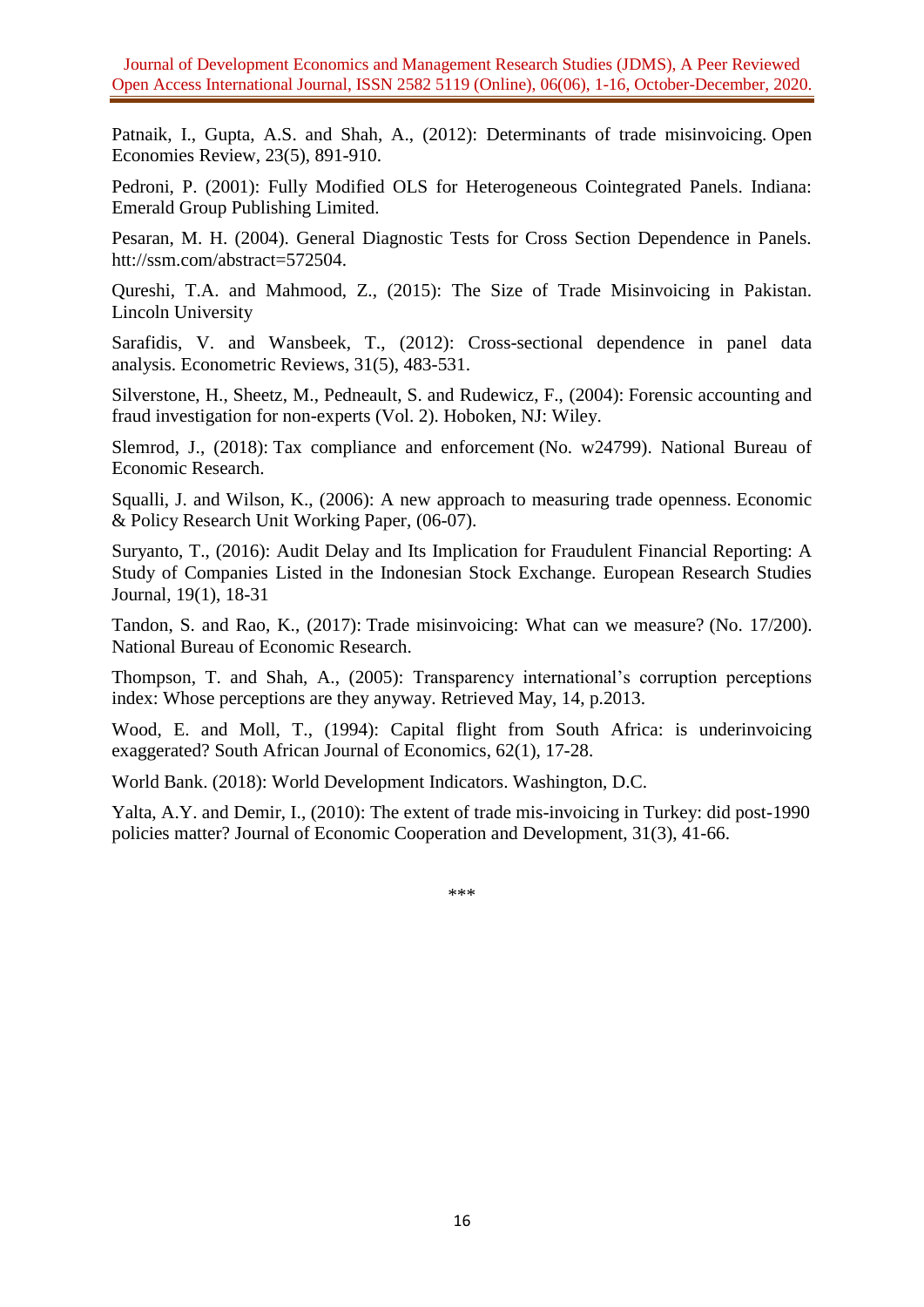Patnaik, I., Gupta, A.S. and Shah, A., (2012): Determinants of trade misinvoicing. Open Economies Review, 23(5), 891-910.

Pedroni, P. (2001): Fully Modified OLS for Heterogeneous Cointegrated Panels. Indiana: Emerald Group Publishing Limited.

Pesaran, M. H. (2004). General Diagnostic Tests for Cross Section Dependence in Panels. htt://ssm.com/abstract=572504.

Qureshi, T.A. and Mahmood, Z., (2015): The Size of Trade Misinvoicing in Pakistan. Lincoln University

Sarafidis, V. and Wansbeek, T., (2012): Cross-sectional dependence in panel data analysis. Econometric Reviews, 31(5), 483-531.

Silverstone, H., Sheetz, M., Pedneault, S. and Rudewicz, F., (2004): Forensic accounting and fraud investigation for non-experts (Vol. 2). Hoboken, NJ: Wiley.

Slemrod, J., (2018): Tax compliance and enforcement (No. w24799). National Bureau of Economic Research.

Squalli, J. and Wilson, K., (2006): A new approach to measuring trade openness. Economic & Policy Research Unit Working Paper, (06-07).

Suryanto, T., (2016): Audit Delay and Its Implication for Fraudulent Financial Reporting: A Study of Companies Listed in the Indonesian Stock Exchange. European Research Studies Journal, 19(1), 18-31

Tandon, S. and Rao, K., (2017): Trade misinvoicing: What can we measure? (No. 17/200). National Bureau of Economic Research.

Thompson, T. and Shah, A., (2005): Transparency international's corruption perceptions index: Whose perceptions are they anyway. Retrieved May, 14, p.2013.

Wood, E. and Moll, T., (1994): Capital flight from South Africa: is underinvoicing exaggerated? South African Journal of Economics, 62(1), 17-28.

World Bank. (2018): World Development Indicators. Washington, D.C.

Yalta, A.Y. and Demir, I., (2010): The extent of trade mis-invoicing in Turkey: did post-1990 policies matter? Journal of Economic Cooperation and Development, 31(3), 41-66.

***